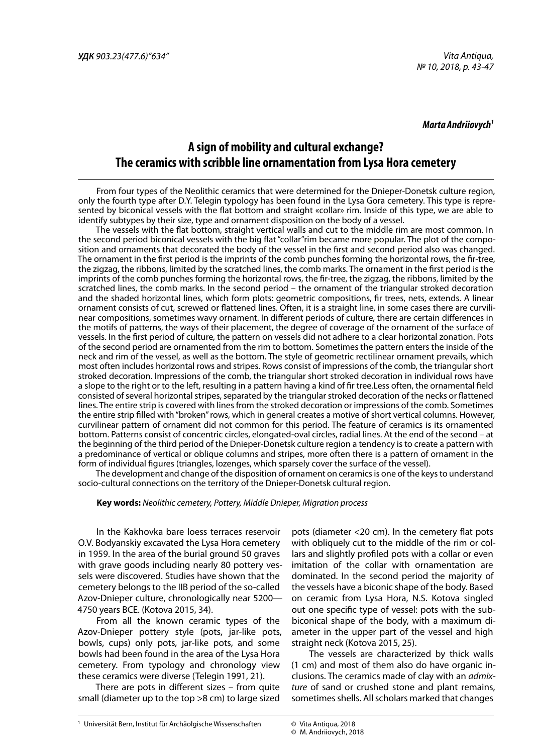**УДК** *903.23(477.6)"634"*

***Marta Andriiovych[1]***

# A sign of mobility and cultural exchange? The ceramics with scribble line ornamentation from Lysa Hora cemetery

From four types of the Neolithic ceramics that were determined for the Dnieper-Donetsk culture region, only the fourth type after D.Y. Telegin typology has been found in the Lysa Gora cemetery. This type is represented by biconical vessels with the flat bottom and straight «collar» rim. Inside of this type, we are able to identify subtypes by their size, type and ornament disposition on the body of a vessel.

The vessels with the flat bottom, straight vertical walls and cut to the middle rim are most common. In the second period biconical vessels with the big flat "collar"rim became more popular. The plot of the composition and ornaments that decorated the body of the vessel in the first and second period also was changed. The ornament in the first period is the imprints of the comb punches forming the horizontal rows, the fir-tree, the zigzag, the ribbons, limited by the scratched lines, the comb marks. The ornament in the first period is the imprints of the comb punches forming the horizontal rows, the fir-tree, the zigzag, the ribbons, limited by the scratched lines, the comb marks. In the second period – the ornament of the triangular stroked decoration and the shaded horizontal lines, which form plots: geometric compositions, fir trees, nets, extends. A linear ornament consists of cut, screwed or flattened lines. Often, it is a straight line, in some cases there are curvilinear compositions, sometimes wavy ornament. In different periods of culture, there are certain differences in the motifs of patterns, the ways of their placement, the degree of coverage of the ornament of the surface of vessels. In the first period of culture, the pattern on vessels did not adhere to a clear horizontal zonation. Pots of the second period are ornamented from the rim to bottom. Sometimes the pattern enters the inside of the neck and rim of the vessel, as well as the bottom. The style of geometric rectilinear ornament prevails, which most often includes horizontal rows and stripes. Rows consist of impressions of the comb, the triangular short stroked decoration. Impressions of the comb, the triangular short stroked decoration in individual rows have a slope to the right or to the left, resulting in a pattern having a kind of fir tree.Less often, the ornamental field consisted of several horizontal stripes, separated by the triangular stroked decoration of the necks or flattened lines. The entire strip is covered with lines from the stroked decoration or impressions of the comb. Sometimes the entire strip filled with "broken" rows, which in general creates a motive of short vertical columns. However, curvilinear pattern of ornament did not common for this period. The feature of ceramics is its ornamented bottom. Patterns consist of concentric circles, elongated-oval circles, radial lines. At the end of the second – at the beginning of the third period of the Dnieper-Donetsk culture region a tendency is to create a pattern with a predominance of vertical or oblique columns and stripes, more often there is a pattern of ornament in the form of individual figures (triangles, lozenges, which sparsely cover the surface of the vessel).

The development and change of the disposition of ornament on ceramics is one of the keys to understand socio-cultural connections on the territory of the Dnieper-Donetsk cultural region.

**Key words:** *Neolithic cemetery, Pottery, Middle Dnieper, Migration process*

In the Kakhovka bare loess terraces reservoir O.V. Bodyanskiy excavated the Lysa Hora cemetery in 1959. In the area of the burial ground 50 graves with grave goods including nearly 80 pottery vessels were discovered. Studies have shown that the cemetery belongs to the IIB period of the so-called Azov-Dnieper culture, chronologically near 5200—4750 years BCE. (Kotova 2015, 34).

From all the known ceramic types of the Azov-Dnieper pottery style (pots, jar-like pots, bowls, cups) only pots, jar-like pots, and some bowls had been found in the area of the Lysa Hora cemetery. From typology and chronology view these ceramics were diverse (Telegin 1991, 21).

There are pots in different sizes – from quite small (diameter up to the top >8 cm) to large sized pots (diameter <20 cm). In the cemetery flat pots with obliquely cut to the middle of the rim or collars and slightly profiled pots with a collar or even imitation of the collar with ornamentation are dominated. In the second period the majority of the vessels have a biconic shape of the body. Based on ceramic from Lysa Hora, N.S. Kotova singled out one specific type of vessel: pots with the subbiconical shape of the body, with a maximum diameter in the upper part of the vessel and high straight neck (Kotova 2015, 25).

The vessels are characterized by thick walls (1 cm) and most of them also do have organic inclusions. The ceramics made of clay with an *admixture* of sand or crushed stone and plant remains, sometimes shells. All scholars marked that changes

[1] Universität Bern, Institut für Archäolgische Wissenschaften

© Vita Antiqua, 2018
© M. Andriiovych, 2018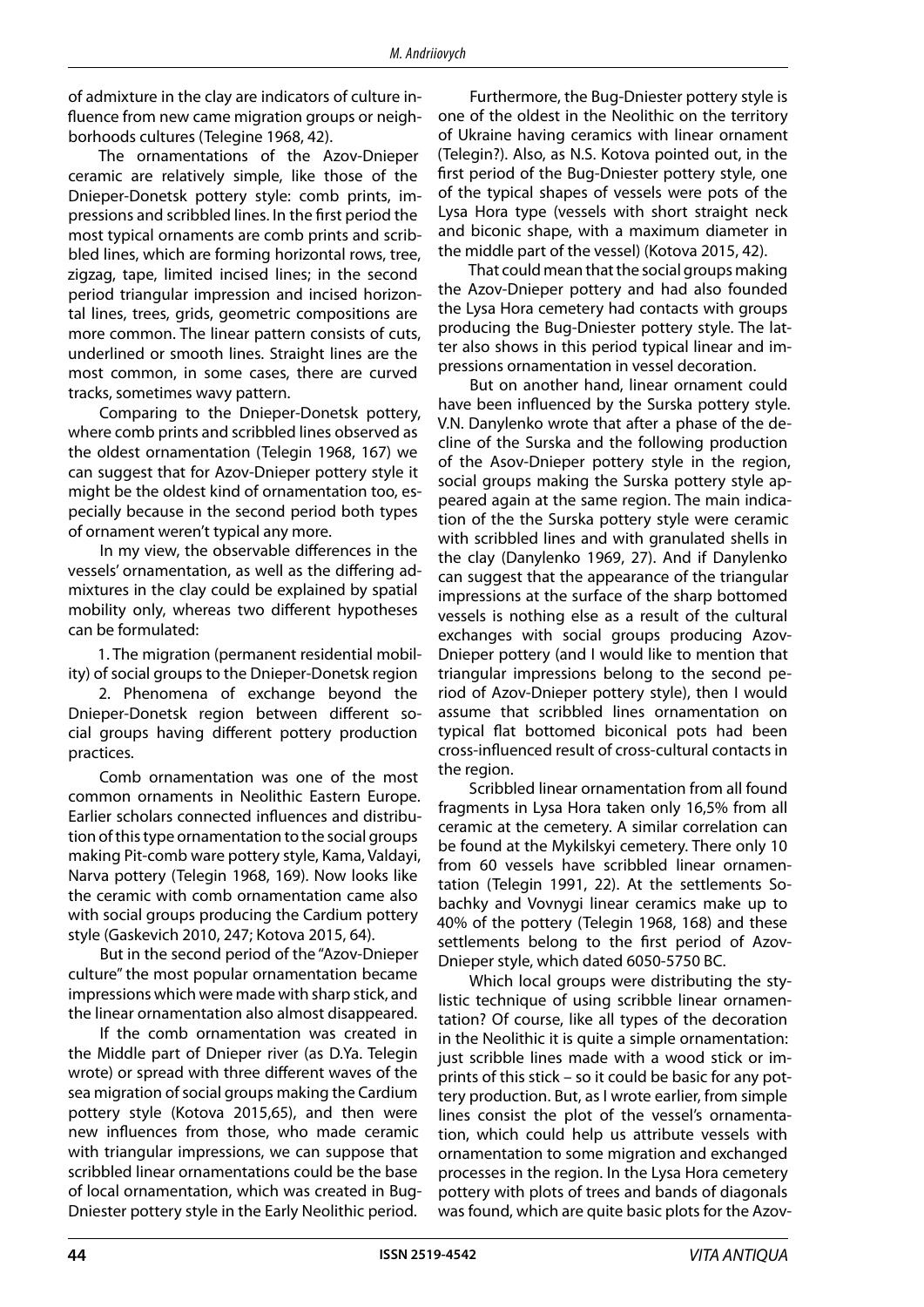of admixture in the clay are indicators of culture influence from new came migration groups or neighborhoods cultures (Telegine 1968, 42).

The ornamentations of the Azov-Dnieper ceramic are relatively simple, like those of the Dnieper-Donetsk pottery style: comb prints, impressions and scribbled lines. In the first period the most typical ornaments are comb prints and scribbled lines, which are forming horizontal rows, tree, zigzag, tape, limited incised lines; in the second period triangular impression and incised horizontal lines, trees, grids, geometric compositions are more common. The linear pattern consists of cuts, underlined or smooth lines. Straight lines are the most common, in some cases, there are curved tracks, sometimes wavy pattern.

Comparing to the Dnieper-Donetsk pottery, where comb prints and scribbled lines observed as the oldest ornamentation (Telegin 1968, 167) we can suggest that for Azov-Dnieper pottery style it might be the oldest kind of ornamentation too, especially because in the second period both types of ornament weren't typical any more.

In my view, the observable differences in the vessels' ornamentation, as well as the differing admixtures in the clay could be explained by spatial mobility only, whereas two different hypotheses can be formulated:

1. The migration (permanent residential mobility) of social groups to the Dnieper-Donetsk region

2. Phenomena of exchange beyond the Dnieper-Donetsk region between different social groups having different pottery production practices.

Comb ornamentation was one of the most common ornaments in Neolithic Eastern Europe. Earlier scholars connected influences and distribution of this type ornamentation to the social groups making Pit-comb ware pottery style, Kama, Valdayi, Narva pottery (Telegin 1968, 169). Now looks like the ceramic with comb ornamentation came also with social groups producing the Cardium pottery style (Gaskevich 2010, 247; Kotova 2015, 64).

But in the second period of the "Azov-Dnieper culture" the most popular ornamentation became impressions which were made with sharp stick, and the linear ornamentation also almost disappeared.

If the comb ornamentation was created in the Middle part of Dnieper river (as D.Ya. Telegin wrote) or spread with three different waves of the sea migration of social groups making the Cardium pottery style (Kotova 2015,65), and then were new influences from those, who made ceramic with triangular impressions, we can suppose that scribbled linear ornamentations could be the base of local ornamentation, which was created in Bug-Dniester pottery style in the Early Neolithic period.

Furthermore, the Bug-Dniester pottery style is one of the oldest in the Neolithic on the territory of Ukraine having ceramics with linear ornament (Telegin?). Also, as N.S. Kotova pointed out, in the first period of the Bug-Dniester pottery style, one of the typical shapes of vessels were pots of the Lysa Hora type (vessels with short straight neck and biconic shape, with a maximum diameter in the middle part of the vessel) (Kotova 2015, 42).

That could mean that the social groups making the Azov-Dnieper pottery and had also founded the Lysa Hora cemetery had contacts with groups producing the Bug-Dniester pottery style. The latter also shows in this period typical linear and impressions ornamentation in vessel decoration.

But on another hand, linear ornament could have been influenced by the Surska pottery style. V.N. Danylenko wrote that after a phase of the decline of the Surska and the following production of the Asov-Dnieper pottery style in the region, social groups making the Surska pottery style appeared again at the same region. The main indication of the the Surska pottery style were ceramic with scribbled lines and with granulated shells in the clay (Danylenko 1969, 27). And if Danylenko can suggest that the appearance of the triangular impressions at the surface of the sharp bottomed vessels is nothing else as a result of the cultural exchanges with social groups producing Azov-Dnieper pottery (and I would like to mention that triangular impressions belong to the second period of Azov-Dnieper pottery style), then I would assume that scribbled lines ornamentation on typical flat bottomed biconical pots had been cross-influenced result of cross-cultural contacts in the region.

Scribbled linear ornamentation from all found fragments in Lysa Hora taken only 16,5% from all ceramic at the cemetery. A similar correlation can be found at the Mykilskyi cemetery. There only 10 from 60 vessels have scribbled linear ornamentation (Telegin 1991, 22). At the settlements Sobachky and Vovnygi linear ceramics make up to 40% of the pottery (Telegin 1968, 168) and these settlements belong to the first period of Azov-Dnieper style, which dated 6050-5750 BC.

Which local groups were distributing the stylistic technique of using scribble linear ornamentation? Of course, like all types of the decoration in the Neolithic it is quite a simple ornamentation: just scribble lines made with a wood stick or imprints of this stick – so it could be basic for any pottery production. But, as I wrote earlier, from simple lines consist the plot of the vessel's ornamentation, which could help us attribute vessels with ornamentation to some migration and exchanged processes in the region. In the Lysa Hora cemetery pottery with plots of trees and bands of diagonals was found, which are quite basic plots for the Azov-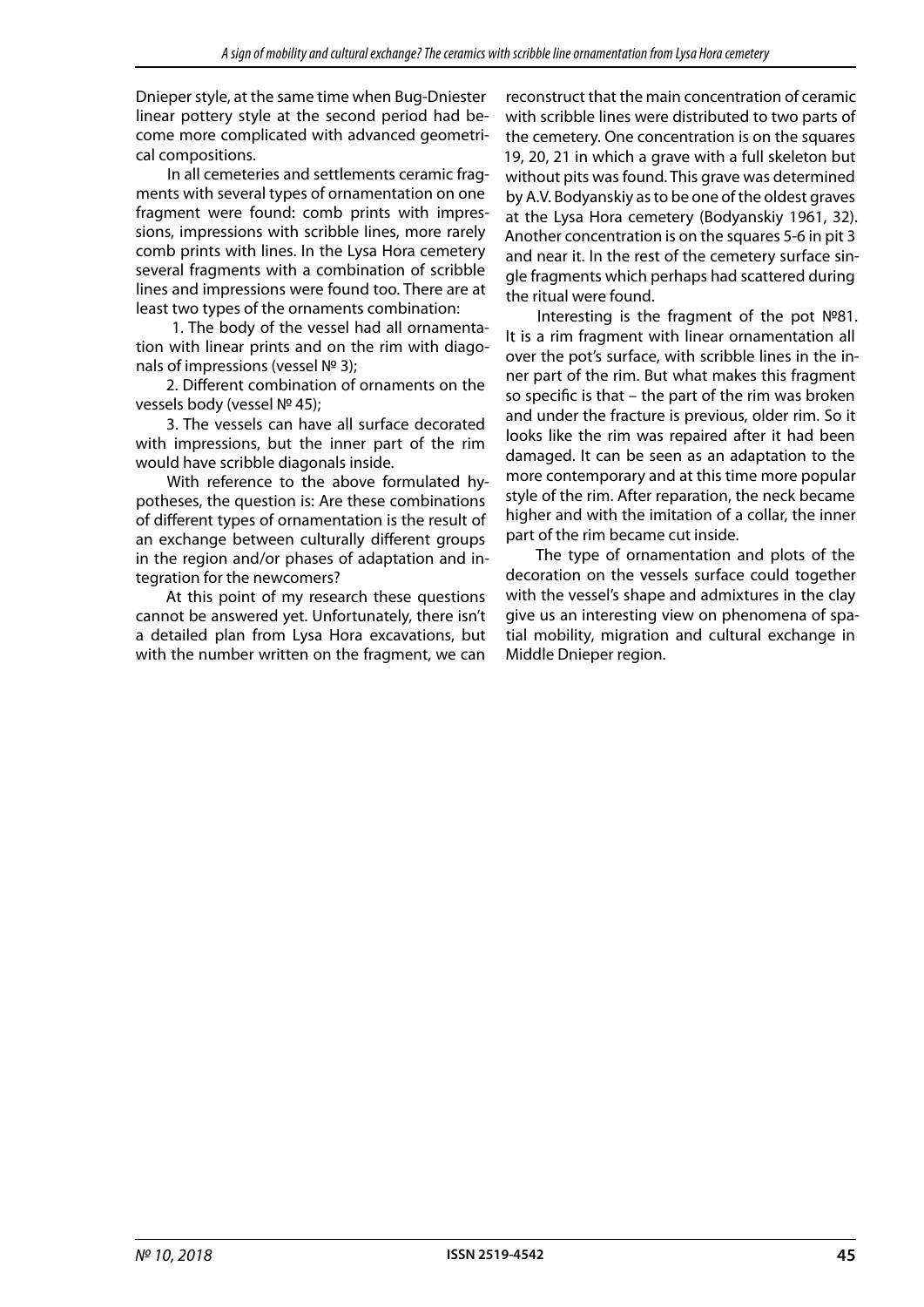Dnieper style, at the same time when Bug-Dniester linear pottery style at the second period had become more complicated with advanced geometrical compositions.

In all cemeteries and settlements ceramic fragments with several types of ornamentation on one fragment were found: comb prints with impressions, impressions with scribble lines, more rarely comb prints with lines. In the Lysa Hora cemetery several fragments with a combination of scribble lines and impressions were found too. There are at least two types of the ornaments combination:

1. The body of the vessel had all ornamentation with linear prints and on the rim with diagonals of impressions (vessel № 3);

2. Different combination of ornaments on the vessels body (vessel № 45);

3. The vessels can have all surface decorated with impressions, but the inner part of the rim would have scribble diagonals inside.

With reference to the above formulated hypotheses, the question is: Are these combinations of different types of ornamentation is the result of an exchange between culturally different groups in the region and/or phases of adaptation and integration for the newcomers?

At this point of my research these questions cannot be answered yet. Unfortunately, there isn't a detailed plan from Lysa Hora excavations, but with the number written on the fragment, we can reconstruct that the main concentration of ceramic with scribble lines were distributed to two parts of the cemetery. One concentration is on the squares 19, 20, 21 in which a grave with a full skeleton but without pits was found. This grave was determined by A.V. Bodyanskiy as to be one of the oldest graves at the Lysa Hora cemetery (Bodyanskiy 1961, 32). Another concentration is on the squares 5-6 in pit 3 and near it. In the rest of the cemetery surface single fragments which perhaps had scattered during the ritual were found.

Interesting is the fragment of the pot №81. It is a rim fragment with linear ornamentation all over the pot's surface, with scribble lines in the inner part of the rim. But what makes this fragment so specific is that – the part of the rim was broken and under the fracture is previous, older rim. So it looks like the rim was repaired after it had been damaged. It can be seen as an adaptation to the more contemporary and at this time more popular style of the rim. After reparation, the neck became higher and with the imitation of a collar, the inner part of the rim became cut inside.

The type of ornamentation and plots of the decoration on the vessels surface could together with the vessel's shape and admixtures in the clay give us an interesting view on phenomena of spatial mobility, migration and cultural exchange in Middle Dnieper region.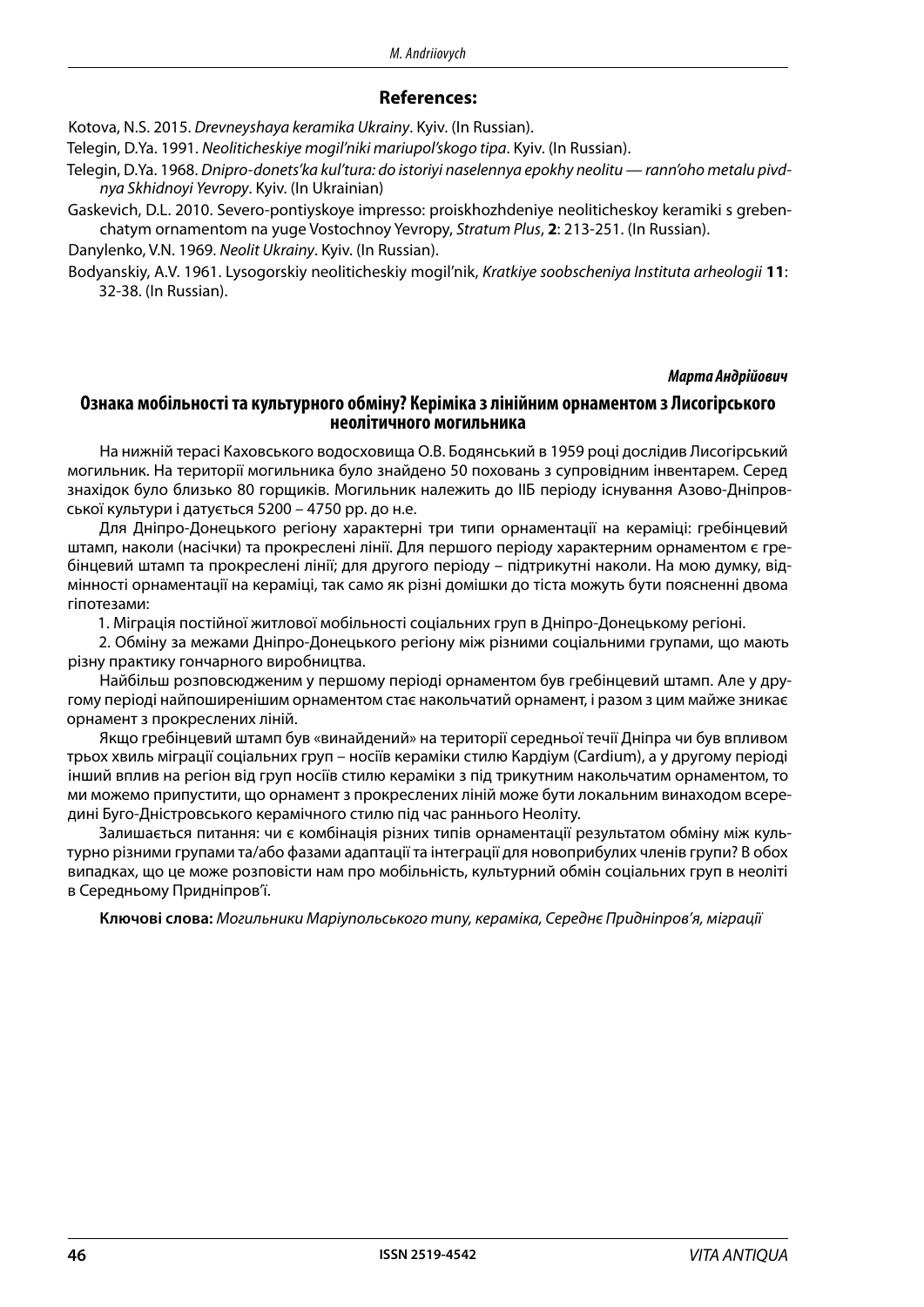## References:

Kotova, N.S. 2015. *Drevneyshaya keramika Ukrainy*. Kyiv. (In Russian).

Telegin, D.Ya. 1991. *Neoliticheskiye mogil'niki mariupol'skogo tipa*. Kyiv. (In Russian).

Telegin, D.Ya. 1968. *Dnipro-donets'ka kul'tura: do istoriyi naselennya epokhy neolitu — rann'oho metalu pivdnya Skhidnoyi Yevropy*. Kyiv. (In Ukrainian)

Gaskevich, D.L. 2010. Severo-pontiyskoye impresso: proiskhozhdeniye neoliticheskoy keramiki s grebenchatym ornamentom na yuge Vostochnoy Yevropy, *Stratum Plus*, **2**: 213-251. (In Russian).

Danylenko, V.N. 1969. *Neolit Ukrainy*. Kyiv. (In Russian).

Bodyanskiy, A.V. 1961. Lysogorskiy neoliticheskiy mogil'nik, *Kratkiye soobscheniya Instituta arheologii* **11**: 32-38. (In Russian).

***Марта Андрійович***

## Ознака мобільності та культурного обміну? Керіміка з лінійним орнаментом з Лисогірського неолітичного могильника

На нижній терасі Каховського водосховища О.В. Бодянський в 1959 році дослідив Лисогірський могильник. На території могильника було знайдено 50 поховань з супровідним інвентарем. Серед знахідок було близько 80 горщиків. Могильник належить до IIБ періоду існування Азово-Дніпровської культури і датується 5200 – 4750 рр. до н.е.

Для Дніпро-Донецького регіону характерні три типи орнаментації на кераміці: гребінцевий штамп, наколи (насічки) та прокреслені лінії. Для першого періоду характерним орнаментом є гребінцевий штамп та прокреслені лінії; для другого періоду – підтрикутні наколи. На мою думку, відмінності орнаментації на кераміці, так само як різні домішки до тіста можуть бути поясненні двома гіпотезами:

1. Міграція постійної житлової мобільності соціальних груп в Дніпро-Донецькому регіоні.

2. Обміну за межами Дніпро-Донецького регіону між різними соціальними групами, що мають різну практику гончарного виробництва.

Найбільш розповсюдженим у першому періоді орнаментом був гребінцевий штамп. Але у другому періоді найпоширенішим орнаментом стає накольчатий орнамент, і разом з цим майже зникає орнамент з прокреслених ліній.

Якщо гребінцевий штамп був «винайдений» на території середньої течії Дніпра чи був впливом трьох хвиль міграції соціальних груп – носіїв кераміки стилю Кардіум (Cardium), а у другому періоді інший вплив на регіон від груп носіїв стилю кераміки з під трикутним накольчатим орнаментом, то ми можемо припустити, що орнамент з прокреслених ліній може бути локальним винаходом всередині Буго-Дністровського керамічного стилю під час раннього Неоліту.

Залишається питання: чи є комбінація різних типів орнаментації результатом обміну між культурно різними групами та/або фазами адаптації та інтеграції для новоприбулих членів групи? В обох випадках, що це може розповісти нам про мобільність, культурний обмін соціальних груп в неоліті в Середньому Придніпров'ї.

**Ключові слова:** *Могильники Маріупольського типу, кераміка, Середнє Придніпров'я, міграції*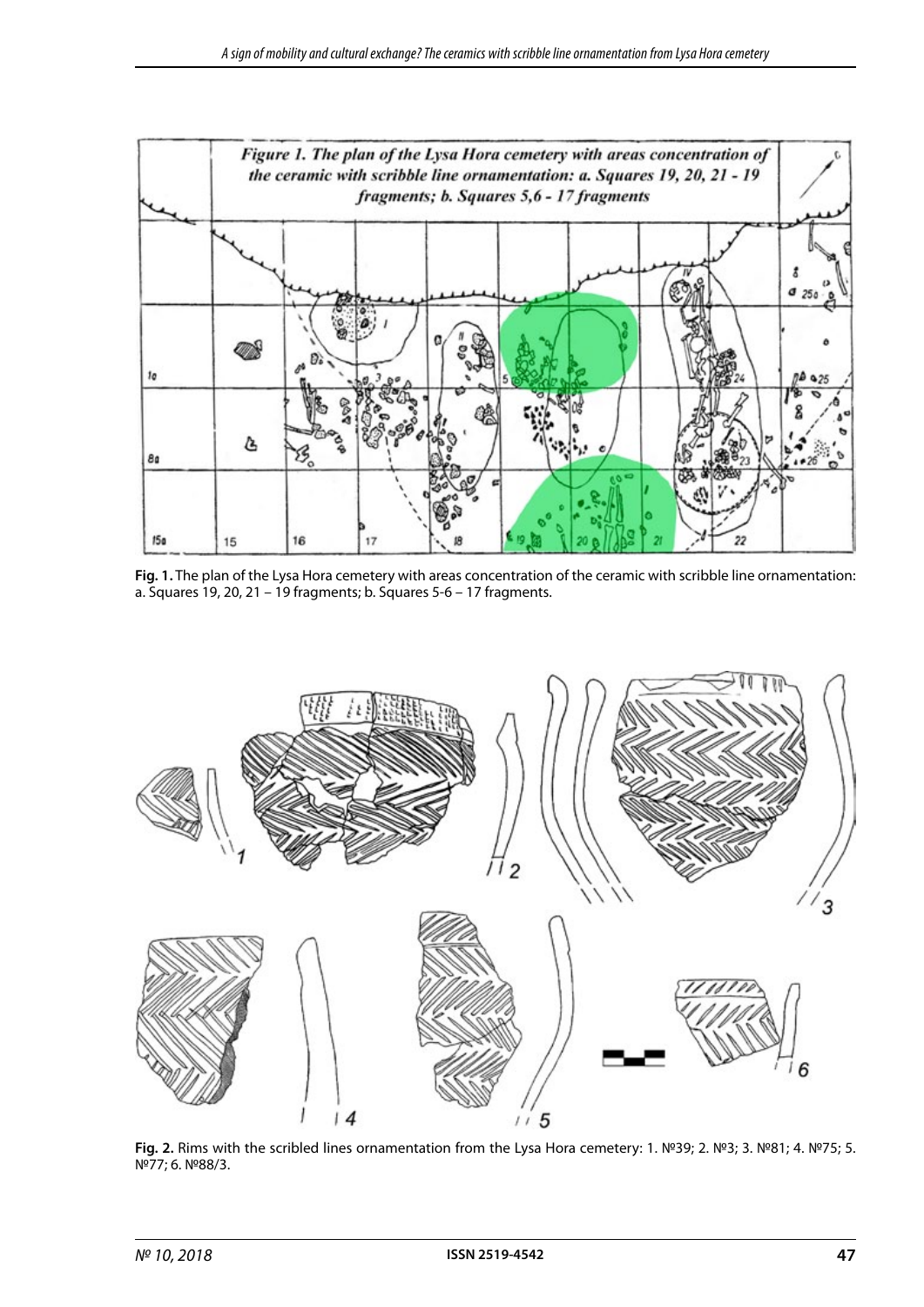Figure 1. The plan of the Lysa Hora cemetery with areas concentration of the ceramic with scribble line ornamentation: a. Squares 19, 20, 21 - 19 fragments; b. Squares 5,6 - 17 fragments

**Fig. 1.** The plan of the Lysa Hora cemetery with areas concentration of the ceramic with scribble line ornamentation: a. Squares 19, 20, 21 – 19 fragments; b. Squares 5-6 – 17 fragments.

**Fig. 2.** Rims with the scribled lines ornamentation from the Lysa Hora cemetery: 1. №39; 2. №3; 3. №81; 4. №75; 5. №77; 6. №88/3.